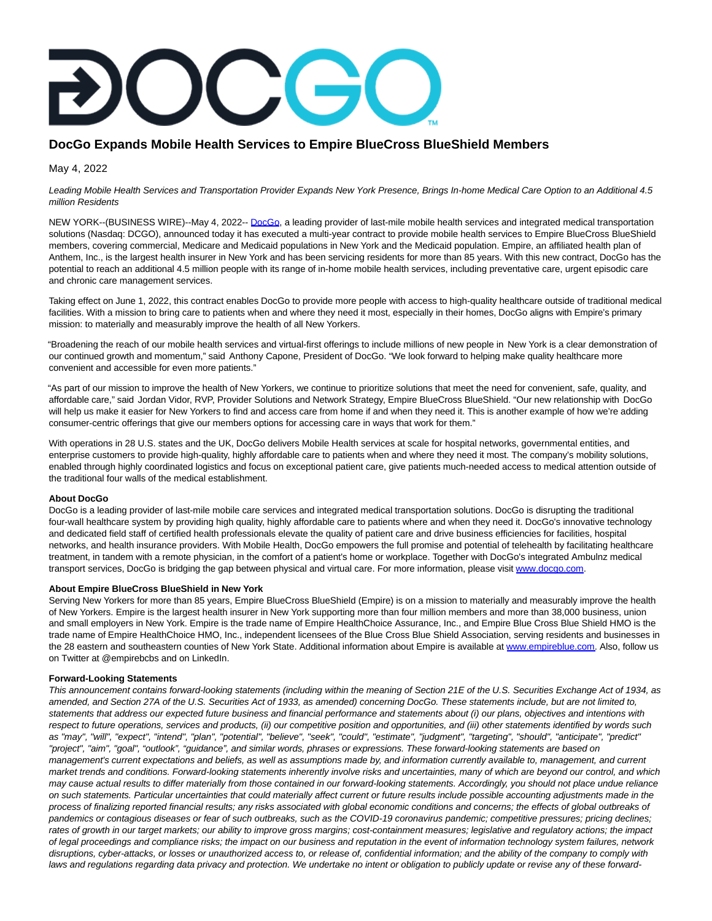# DocGo Expands Mobile Health Services to Empire BlueCross BlueShield Members

May 4, 2022

*Leading Mobile Health Services and Transportation Provider Expands New York Presence, Brings In-home Medical Care Option to an Additional 4.5 million Residents*

NEW YORK--(BUSINESS WIRE)--May 4, 2022-- DocGo, a leading provider of last-mile mobile health services and integrated medical transportation solutions (Nasdaq: DCGO), announced today it has executed a multi-year contract to provide mobile health services to Empire BlueCross BlueShield members, covering commercial, Medicare and Medicaid populations in New York and the Medicaid population. Empire, an affiliated health plan of Anthem, Inc., is the largest health insurer in New York and has been servicing residents for more than 85 years. With this new contract, DocGo has the potential to reach an additional 4.5 million people with its range of in-home mobile health services, including preventative care, urgent episodic care and chronic care management services.

Taking effect on June 1, 2022, this contract enables DocGo to provide more people with access to high-quality healthcare outside of traditional medical facilities. With a mission to bring care to patients when and where they need it most, especially in their homes, DocGo aligns with Empire's primary mission: to materially and measurably improve the health of all New Yorkers.

"Broadening the reach of our mobile health services and virtual-first offerings to include millions of new people in New York is a clear demonstration of our continued growth and momentum," said Anthony Capone, President of DocGo. "We look forward to helping make quality healthcare more convenient and accessible for even more patients."

"As part of our mission to improve the health of New Yorkers, we continue to prioritize solutions that meet the need for convenient, safe, quality, and affordable care," said Jordan Vidor, RVP, Provider Solutions and Network Strategy, Empire BlueCross BlueShield. "Our new relationship with DocGo will help us make it easier for New Yorkers to find and access care from home if and when they need it. This is another example of how we're adding consumer-centric offerings that give our members options for accessing care in ways that work for them."

With operations in 28 U.S. states and the UK, DocGo delivers Mobile Health services at scale for hospital networks, governmental entities, and enterprise customers to provide high-quality, highly affordable care to patients when and where they need it most. The company's mobility solutions, enabled through highly coordinated logistics and focus on exceptional patient care, give patients much-needed access to medical attention outside of the traditional four walls of the medical establishment.

**About DocGo**

DocGo is a leading provider of last-mile mobile care services and integrated medical transportation solutions. DocGo is disrupting the traditional four-wall healthcare system by providing high quality, highly affordable care to patients where and when they need it. DocGo's innovative technology and dedicated field staff of certified health professionals elevate the quality of patient care and drive business efficiencies for facilities, hospital networks, and health insurance providers. With Mobile Health, DocGo empowers the full promise and potential of telehealth by facilitating healthcare treatment, in tandem with a remote physician, in the comfort of a patient's home or workplace. Together with DocGo's integrated Ambulnz medical transport services, DocGo is bridging the gap between physical and virtual care. For more information, please visit www.docgo.com.

**About Empire BlueCross BlueShield in New York**

Serving New Yorkers for more than 85 years, Empire BlueCross BlueShield (Empire) is on a mission to materially and measurably improve the health of New Yorkers. Empire is the largest health insurer in New York supporting more than four million members and more than 38,000 business, union and small employers in New York. Empire is the trade name of Empire HealthChoice Assurance, Inc., and Empire Blue Cross Blue Shield HMO is the trade name of Empire HealthChoice HMO, Inc., independent licensees of the Blue Cross Blue Shield Association, serving residents and businesses in the 28 eastern and southeastern counties of New York State. Additional information about Empire is available at www.empireblue.com. Also, follow us on Twitter at @empirebcbs and on LinkedIn.

**Forward-Looking Statements**

*This announcement contains forward-looking statements (including within the meaning of Section 21E of the U.S. Securities Exchange Act of 1934, as amended, and Section 27A of the U.S. Securities Act of 1933, as amended) concerning DocGo. These statements include, but are not limited to, statements that address our expected future business and financial performance and statements about (i) our plans, objectives and intentions with respect to future operations, services and products, (ii) our competitive position and opportunities, and (iii) other statements identified by words such as "may", "will", "expect", "intend", "plan", "potential", "believe", "seek", "could", "estimate", "judgment", "targeting", "should", "anticipate", "predict" "project", "aim", "goal", "outlook", "guidance", and similar words, phrases or expressions. These forward-looking statements are based on management's current expectations and beliefs, as well as assumptions made by, and information currently available to, management, and current market trends and conditions. Forward-looking statements inherently involve risks and uncertainties, many of which are beyond our control, and which may cause actual results to differ materially from those contained in our forward-looking statements. Accordingly, you should not place undue reliance on such statements. Particular uncertainties that could materially affect current or future results include possible accounting adjustments made in the process of finalizing reported financial results; any risks associated with global economic conditions and concerns; the effects of global outbreaks of pandemics or contagious diseases or fear of such outbreaks, such as the COVID-19 coronavirus pandemic; competitive pressures; pricing declines; rates of growth in our target markets; our ability to improve gross margins; cost-containment measures; legislative and regulatory actions; the impact of legal proceedings and compliance risks; the impact on our business and reputation in the event of information technology system failures, network disruptions, cyber-attacks, or losses or unauthorized access to, or release of, confidential information; and the ability of the company to comply with laws and regulations regarding data privacy and protection. We undertake no intent or obligation to publicly update or revise any of these forward-*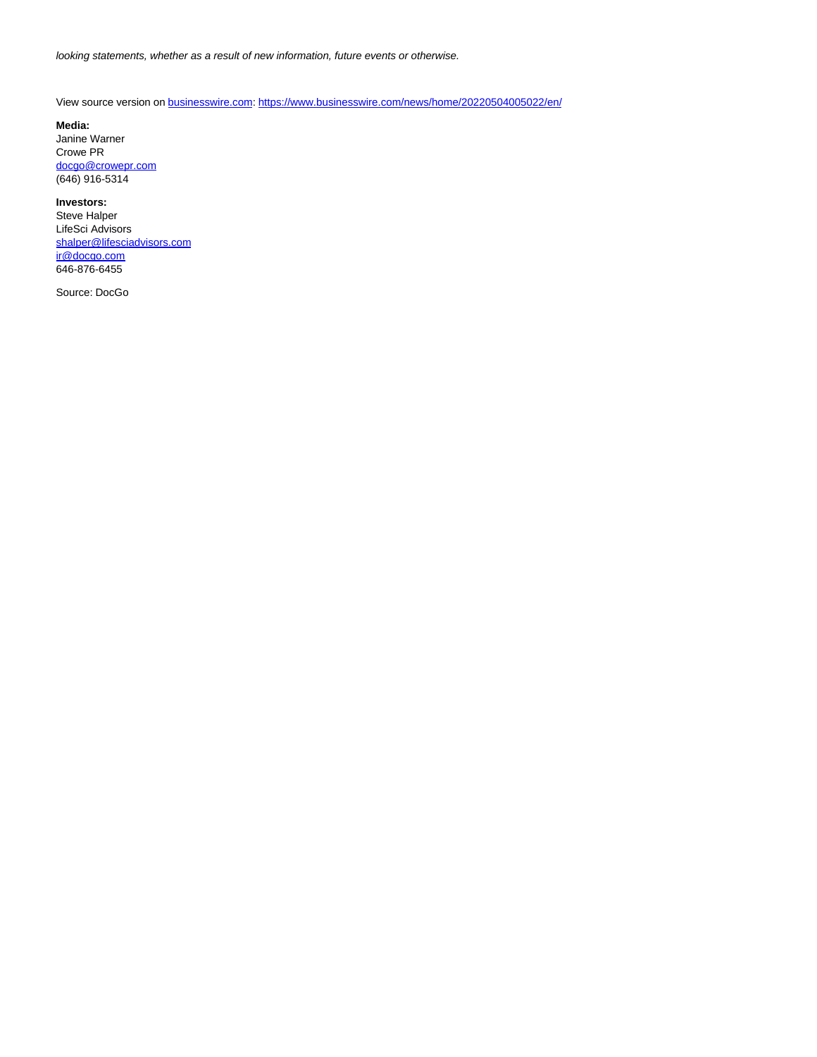*looking statements, whether as a result of new information, future events or otherwise.*

View source version on businesswire.com: https://www.businesswire.com/news/home/20220504005022/en/

**Media:**
Janine Warner
Crowe PR
docgo@crowepr.com
(646) 916-5314

**Investors:**
Steve Halper
LifeSci Advisors
shalper@lifesciadvisors.com
ir@docgo.com
646-876-6455

Source: DocGo